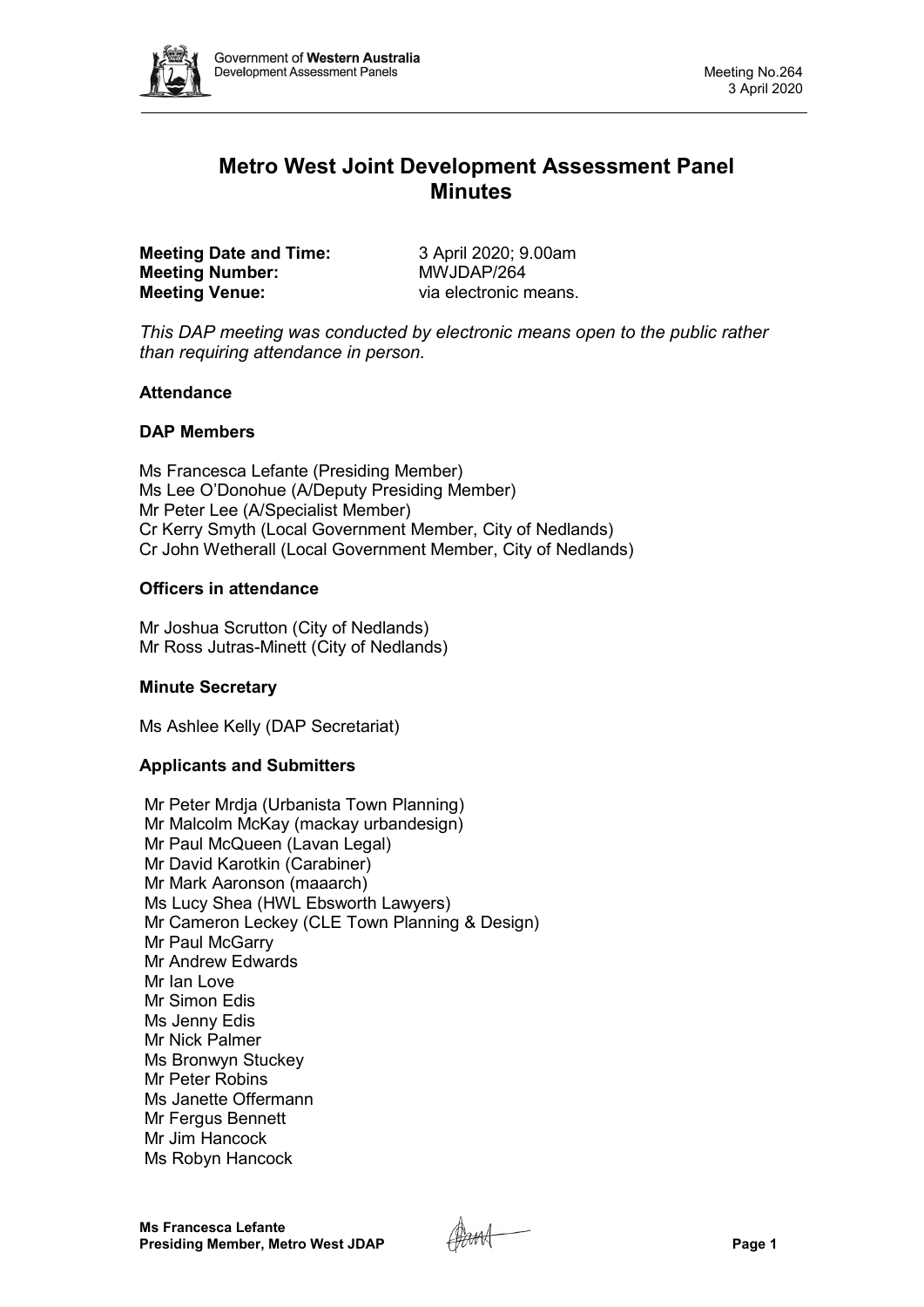# Metro West Joint Development Assessment Panel Minutes

**Meeting Date and Time:** 3 April 2020; 9.00am
**Meeting Number:** MWJDAP/264
**Meeting Venue:** via electronic means.

*This DAP meeting was conducted by electronic means open to the public rather than requiring attendance in person.*

**Attendance**

**DAP Members**

Ms Francesca Lefante (Presiding Member)
Ms Lee O'Donohue (A/Deputy Presiding Member)
Mr Peter Lee (A/Specialist Member)
Cr Kerry Smyth (Local Government Member, City of Nedlands)
Cr John Wetherall (Local Government Member, City of Nedlands)

**Officers in attendance**

Mr Joshua Scrutton (City of Nedlands)
Mr Ross Jutras-Minett (City of Nedlands)

**Minute Secretary**

Ms Ashlee Kelly (DAP Secretariat)

**Applicants and Submitters**

Mr Peter Mrdja (Urbanista Town Planning)
Mr Malcolm McKay (mackay urbandesign)
Mr Paul McQueen (Lavan Legal)
Mr David Karotkin (Carabiner)
Mr Mark Aaronson (maaarch)
Ms Lucy Shea (HWL Ebsworth Lawyers)
Mr Cameron Leckey (CLE Town Planning & Design)
Mr Paul McGarry
Mr Andrew Edwards
Mr Ian Love
Mr Simon Edis
Ms Jenny Edis
Mr Nick Palmer
Ms Bronwyn Stuckey
Mr Peter Robins
Ms Janette Offermann
Mr Fergus Bennett
Mr Jim Hancock
Ms Robyn Hancock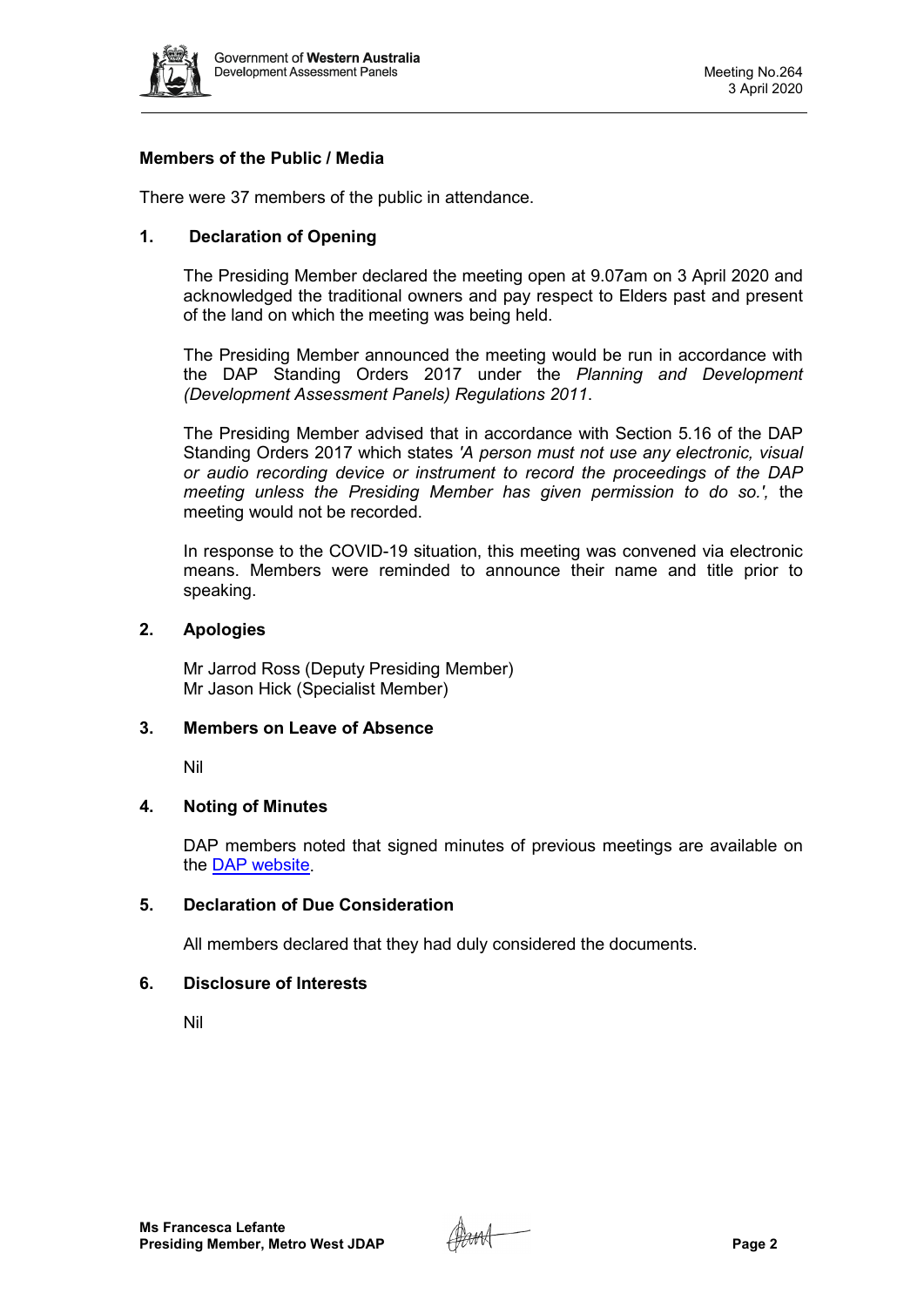**Members of the Public / Media**

There were 37 members of the public in attendance.

**1. Declaration of Opening**

The Presiding Member declared the meeting open at 9.07am on 3 April 2020 and acknowledged the traditional owners and pay respect to Elders past and present of the land on which the meeting was being held.

The Presiding Member announced the meeting would be run in accordance with the DAP Standing Orders 2017 under the *Planning and Development (Development Assessment Panels) Regulations 2011*.

The Presiding Member advised that in accordance with Section 5.16 of the DAP Standing Orders 2017 which states *'A person must not use any electronic, visual or audio recording device or instrument to record the proceedings of the DAP meeting unless the Presiding Member has given permission to do so.',* the meeting would not be recorded.

In response to the COVID-19 situation, this meeting was convened via electronic means. Members were reminded to announce their name and title prior to speaking.

**2. Apologies**

Mr Jarrod Ross (Deputy Presiding Member)
Mr Jason Hick (Specialist Member)

**3. Members on Leave of Absence**

Nil

**4. Noting of Minutes**

DAP members noted that signed minutes of previous meetings are available on the DAP website.

**5. Declaration of Due Consideration**

All members declared that they had duly considered the documents.

**6. Disclosure of Interests**

Nil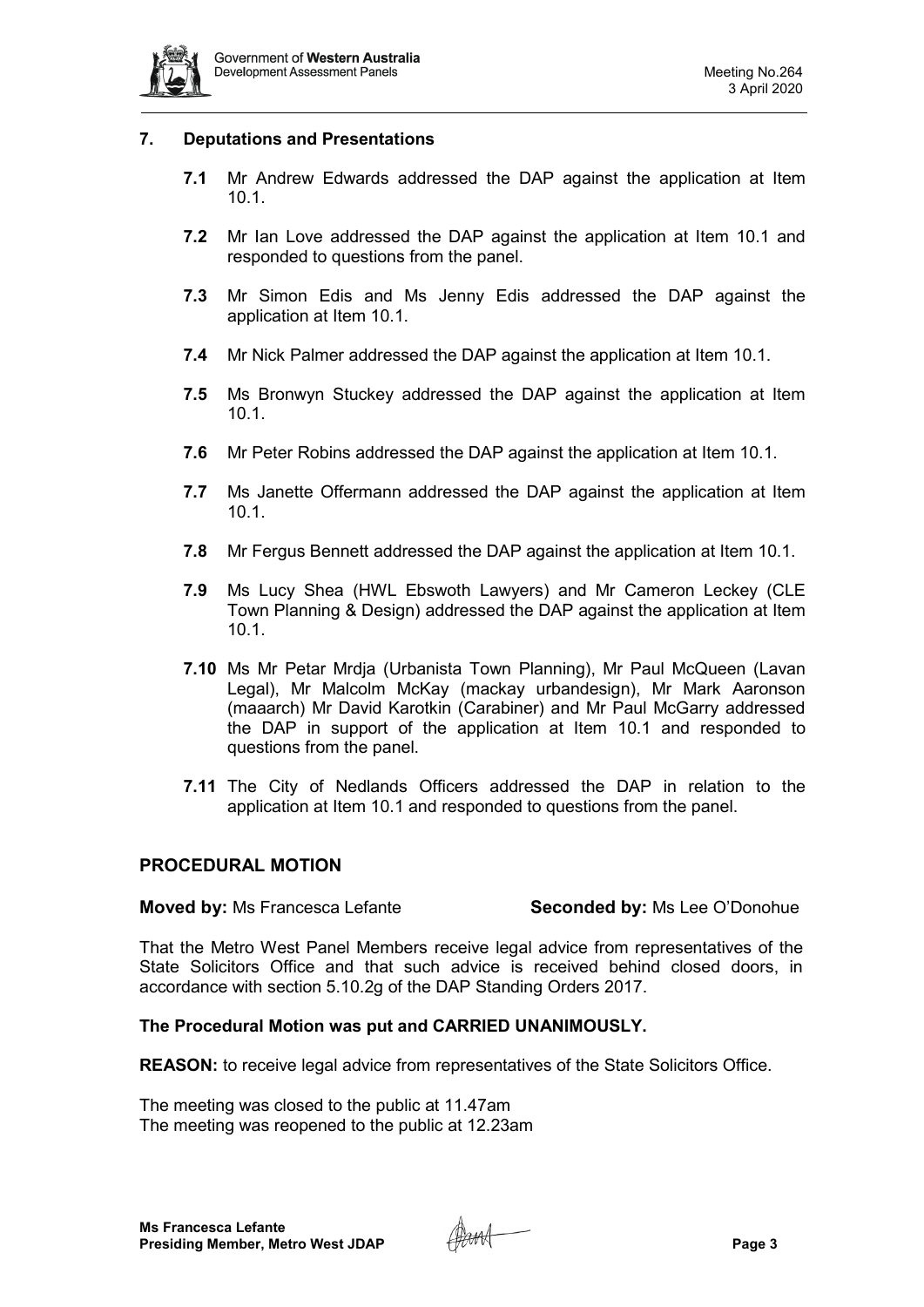## 7. Deputations and Presentations

**7.1** Mr Andrew Edwards addressed the DAP against the application at Item 10.1.

**7.2** Mr Ian Love addressed the DAP against the application at Item 10.1 and responded to questions from the panel.

**7.3** Mr Simon Edis and Ms Jenny Edis addressed the DAP against the application at Item 10.1.

**7.4** Mr Nick Palmer addressed the DAP against the application at Item 10.1.

**7.5** Ms Bronwyn Stuckey addressed the DAP against the application at Item 10.1.

**7.6** Mr Peter Robins addressed the DAP against the application at Item 10.1.

**7.7** Ms Janette Offermann addressed the DAP against the application at Item 10.1.

**7.8** Mr Fergus Bennett addressed the DAP against the application at Item 10.1.

**7.9** Ms Lucy Shea (HWL Ebswoth Lawyers) and Mr Cameron Leckey (CLE Town Planning & Design) addressed the DAP against the application at Item 10.1.

**7.10** Ms Mr Petar Mrdja (Urbanista Town Planning), Mr Paul McQueen (Lavan Legal), Mr Malcolm McKay (mackay urbandesign), Mr Mark Aaronson (maaarch) Mr David Karotkin (Carabiner) and Mr Paul McGarry addressed the DAP in support of the application at Item 10.1 and responded to questions from the panel.

**7.11** The City of Nedlands Officers addressed the DAP in relation to the application at Item 10.1 and responded to questions from the panel.

## PROCEDURAL MOTION

**Moved by:** Ms Francesca Lefante **Seconded by:** Ms Lee O'Donohue

That the Metro West Panel Members receive legal advice from representatives of the State Solicitors Office and that such advice is received behind closed doors, in accordance with section 5.10.2g of the DAP Standing Orders 2017.

**The Procedural Motion was put and CARRIED UNANIMOUSLY.**

**REASON:** to receive legal advice from representatives of the State Solicitors Office.

The meeting was closed to the public at 11.47am
The meeting was reopened to the public at 12.23am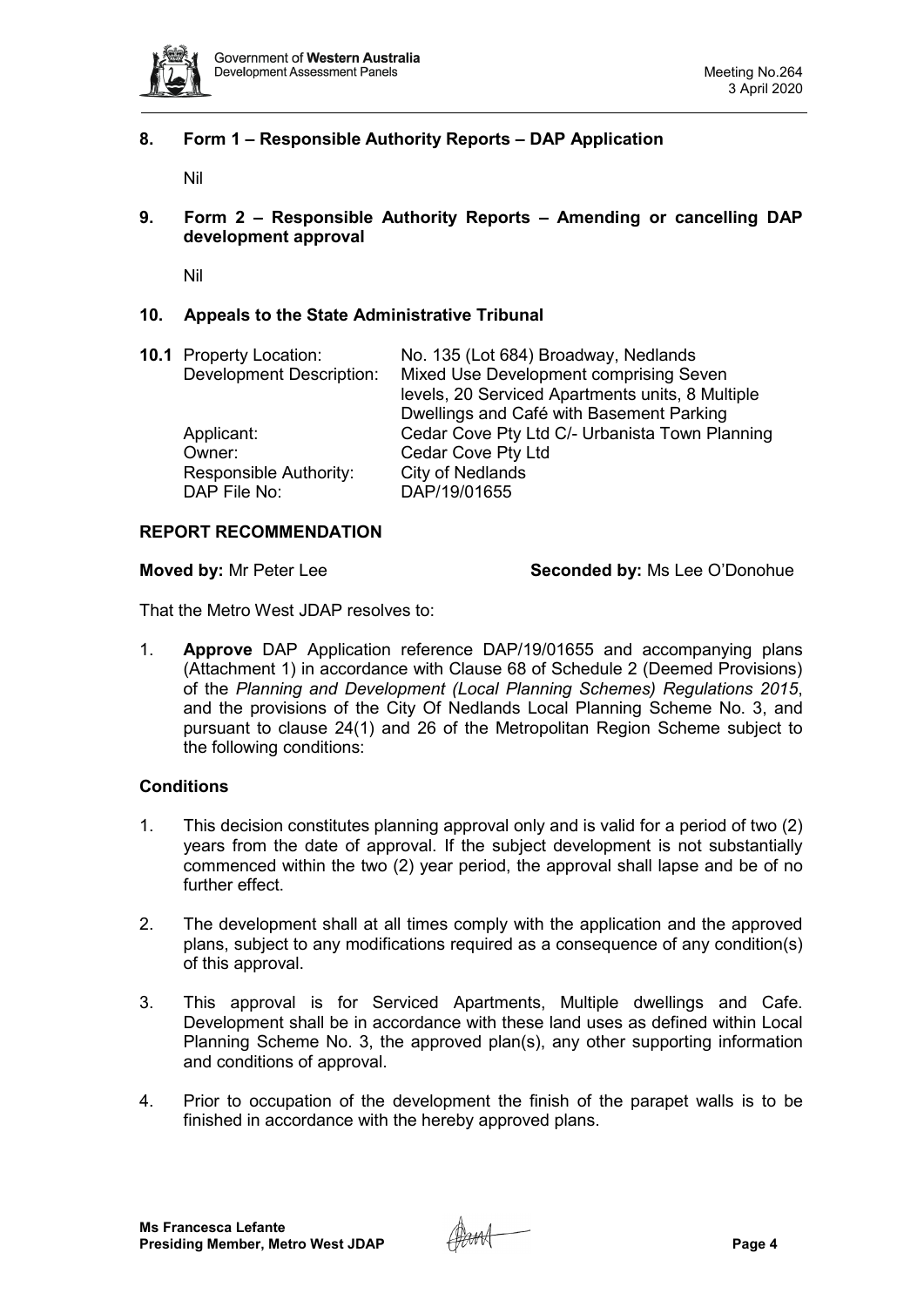## 8. Form 1 – Responsible Authority Reports – DAP Application

Nil

## 9. Form 2 – Responsible Authority Reports – Amending or cancelling DAP development approval

Nil

## 10. Appeals to the State Administrative Tribunal

| | | |
|---|---|---|
| **10.1** | Property Location: | No. 135 (Lot 684) Broadway, Nedlands |
| | Development Description: | Mixed Use Development comprising Seven levels, 20 Serviced Apartments units, 8 Multiple Dwellings and Café with Basement Parking |
| | Applicant: | Cedar Cove Pty Ltd C/- Urbanista Town Planning |
| | Owner: | Cedar Cove Pty Ltd |
| | Responsible Authority: | City of Nedlands |
| | DAP File No: | DAP/19/01655 |

### REPORT RECOMMENDATION

**Moved by:** Mr Peter Lee **Seconded by:** Ms Lee O'Donohue

That the Metro West JDAP resolves to:

1. **Approve** DAP Application reference DAP/19/01655 and accompanying plans (Attachment 1) in accordance with Clause 68 of Schedule 2 (Deemed Provisions) of the *Planning and Development (Local Planning Schemes) Regulations 2015*, and the provisions of the City Of Nedlands Local Planning Scheme No. 3, and pursuant to clause 24(1) and 26 of the Metropolitan Region Scheme subject to the following conditions:

### Conditions

1. This decision constitutes planning approval only and is valid for a period of two (2) years from the date of approval. If the subject development is not substantially commenced within the two (2) year period, the approval shall lapse and be of no further effect.

2. The development shall at all times comply with the application and the approved plans, subject to any modifications required as a consequence of any condition(s) of this approval.

3. This approval is for Serviced Apartments, Multiple dwellings and Cafe. Development shall be in accordance with these land uses as defined within Local Planning Scheme No. 3, the approved plan(s), any other supporting information and conditions of approval.

4. Prior to occupation of the development the finish of the parapet walls is to be finished in accordance with the hereby approved plans.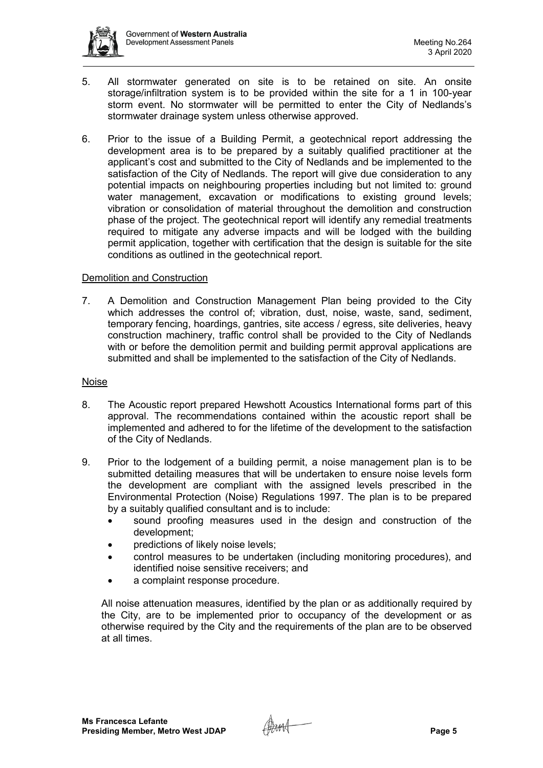5. All stormwater generated on site is to be retained on site. An onsite storage/infiltration system is to be provided within the site for a 1 in 100-year storm event. No stormwater will be permitted to enter the City of Nedlands's stormwater drainage system unless otherwise approved.

6. Prior to the issue of a Building Permit, a geotechnical report addressing the development area is to be prepared by a suitably qualified practitioner at the applicant's cost and submitted to the City of Nedlands and be implemented to the satisfaction of the City of Nedlands. The report will give due consideration to any potential impacts on neighbouring properties including but not limited to: ground water management, excavation or modifications to existing ground levels; vibration or consolidation of material throughout the demolition and construction phase of the project. The geotechnical report will identify any remedial treatments required to mitigate any adverse impacts and will be lodged with the building permit application, together with certification that the design is suitable for the site conditions as outlined in the geotechnical report.

<u>Demolition and Construction</u>

7. A Demolition and Construction Management Plan being provided to the City which addresses the control of; vibration, dust, noise, waste, sand, sediment, temporary fencing, hoardings, gantries, site access / egress, site deliveries, heavy construction machinery, traffic control shall be provided to the City of Nedlands with or before the demolition permit and building permit approval applications are submitted and shall be implemented to the satisfaction of the City of Nedlands.

<u>Noise</u>

8. The Acoustic report prepared Hewshott Acoustics International forms part of this approval. The recommendations contained within the acoustic report shall be implemented and adhered to for the lifetime of the development to the satisfaction of the City of Nedlands.

9. Prior to the lodgement of a building permit, a noise management plan is to be submitted detailing measures that will be undertaken to ensure noise levels form the development are compliant with the assigned levels prescribed in the Environmental Protection (Noise) Regulations 1997. The plan is to be prepared by a suitably qualified consultant and is to include:
   - sound proofing measures used in the design and construction of the development;
   - predictions of likely noise levels;
   - control measures to be undertaken (including monitoring procedures), and identified noise sensitive receivers; and
   - a complaint response procedure.

   All noise attenuation measures, identified by the plan or as additionally required by the City, are to be implemented prior to occupancy of the development or as otherwise required by the City and the requirements of the plan are to be observed at all times.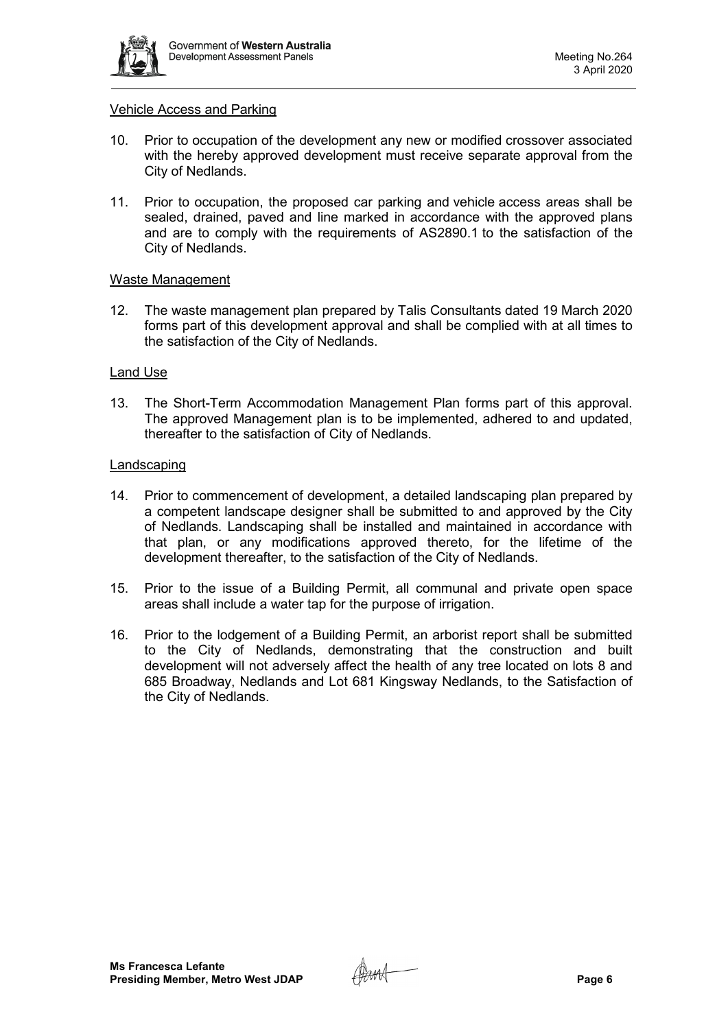Vehicle Access and Parking

10. Prior to occupation of the development any new or modified crossover associated with the hereby approved development must receive separate approval from the City of Nedlands.

11. Prior to occupation, the proposed car parking and vehicle access areas shall be sealed, drained, paved and line marked in accordance with the approved plans and are to comply with the requirements of AS2890.1 to the satisfaction of the City of Nedlands.

Waste Management

12. The waste management plan prepared by Talis Consultants dated 19 March 2020 forms part of this development approval and shall be complied with at all times to the satisfaction of the City of Nedlands.

Land Use

13. The Short-Term Accommodation Management Plan forms part of this approval. The approved Management plan is to be implemented, adhered to and updated, thereafter to the satisfaction of City of Nedlands.

Landscaping

14. Prior to commencement of development, a detailed landscaping plan prepared by a competent landscape designer shall be submitted to and approved by the City of Nedlands. Landscaping shall be installed and maintained in accordance with that plan, or any modifications approved thereto, for the lifetime of the development thereafter, to the satisfaction of the City of Nedlands.

15. Prior to the issue of a Building Permit, all communal and private open space areas shall include a water tap for the purpose of irrigation.

16. Prior to the lodgement of a Building Permit, an arborist report shall be submitted to the City of Nedlands, demonstrating that the construction and built development will not adversely affect the health of any tree located on lots 8 and 685 Broadway, Nedlands and Lot 681 Kingsway Nedlands, to the Satisfaction of the City of Nedlands.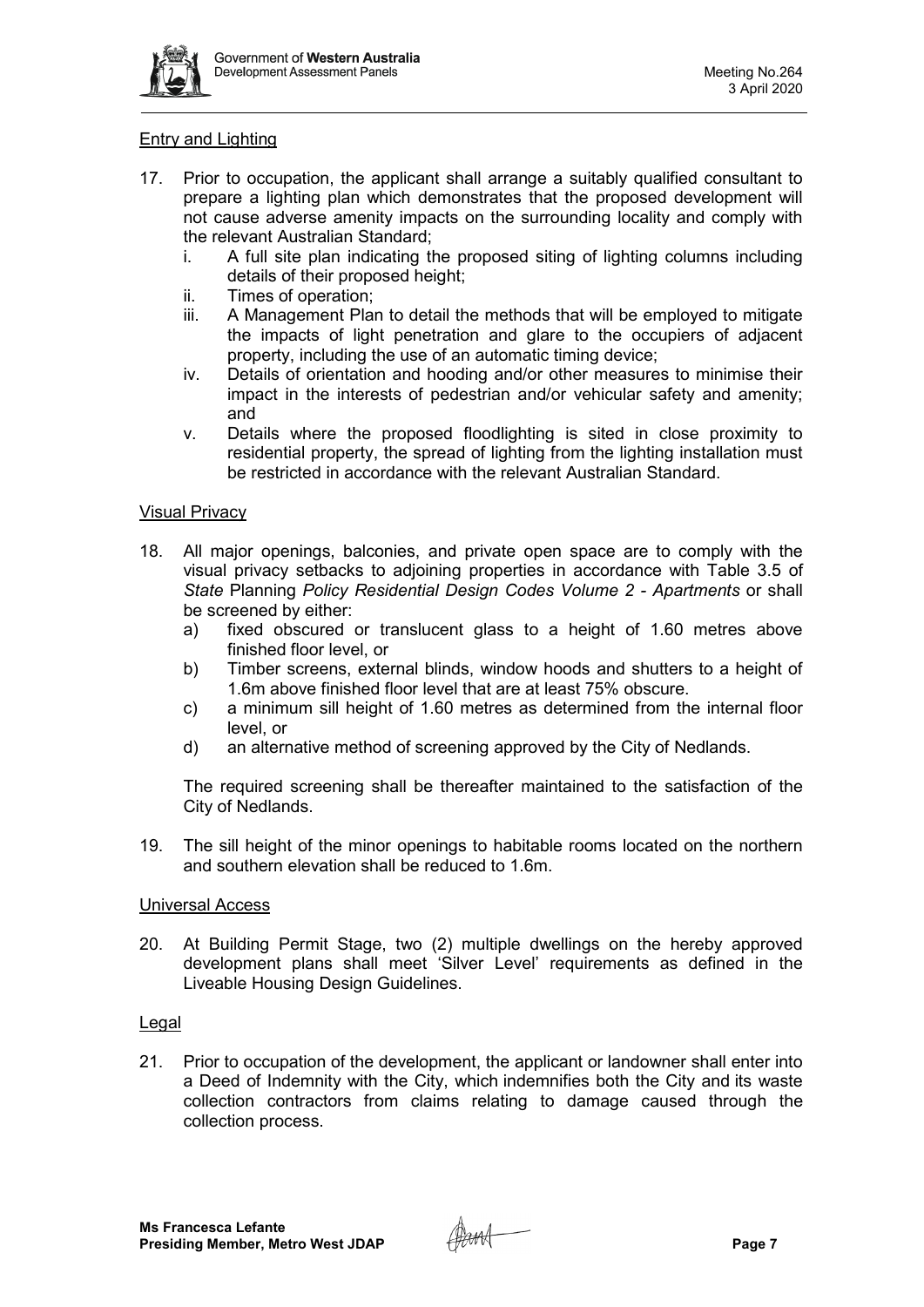Entry and Lighting

17. Prior to occupation, the applicant shall arrange a suitably qualified consultant to prepare a lighting plan which demonstrates that the proposed development will not cause adverse amenity impacts on the surrounding locality and comply with the relevant Australian Standard;
    i. A full site plan indicating the proposed siting of lighting columns including details of their proposed height;
    ii. Times of operation;
    iii. A Management Plan to detail the methods that will be employed to mitigate the impacts of light penetration and glare to the occupiers of adjacent property, including the use of an automatic timing device;
    iv. Details of orientation and hooding and/or other measures to minimise their impact in the interests of pedestrian and/or vehicular safety and amenity; and
    v. Details where the proposed floodlighting is sited in close proximity to residential property, the spread of lighting from the lighting installation must be restricted in accordance with the relevant Australian Standard.

Visual Privacy

18. All major openings, balconies, and private open space are to comply with the visual privacy setbacks to adjoining properties in accordance with Table 3.5 of *State* Planning *Policy Residential Design Codes Volume 2 - Apartments* or shall be screened by either:
    a) fixed obscured or translucent glass to a height of 1.60 metres above finished floor level, or
    b) Timber screens, external blinds, window hoods and shutters to a height of 1.6m above finished floor level that are at least 75% obscure.
    c) a minimum sill height of 1.60 metres as determined from the internal floor level, or
    d) an alternative method of screening approved by the City of Nedlands.

    The required screening shall be thereafter maintained to the satisfaction of the City of Nedlands.

19. The sill height of the minor openings to habitable rooms located on the northern and southern elevation shall be reduced to 1.6m.

Universal Access

20. At Building Permit Stage, two (2) multiple dwellings on the hereby approved development plans shall meet 'Silver Level' requirements as defined in the Liveable Housing Design Guidelines.

Legal

21. Prior to occupation of the development, the applicant or landowner shall enter into a Deed of Indemnity with the City, which indemnifies both the City and its waste collection contractors from claims relating to damage caused through the collection process.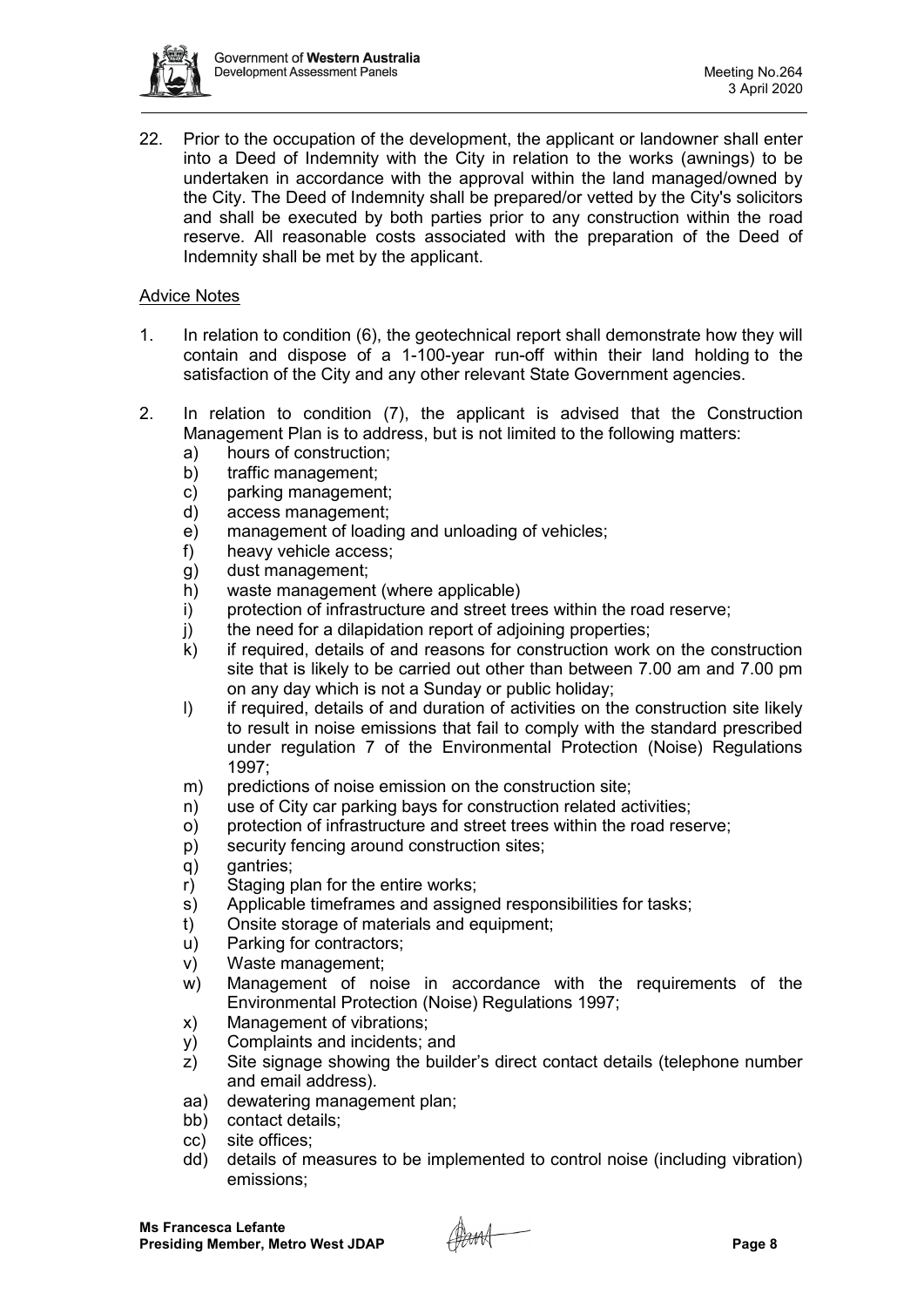22. Prior to the occupation of the development, the applicant or landowner shall enter into a Deed of Indemnity with the City in relation to the works (awnings) to be undertaken in accordance with the approval within the land managed/owned by the City. The Deed of Indemnity shall be prepared/or vetted by the City's solicitors and shall be executed by both parties prior to any construction within the road reserve. All reasonable costs associated with the preparation of the Deed of Indemnity shall be met by the applicant.

Advice Notes

1. In relation to condition (6), the geotechnical report shall demonstrate how they will contain and dispose of a 1-100-year run-off within their land holding to the satisfaction of the City and any other relevant State Government agencies.

2. In relation to condition (7), the applicant is advised that the Construction Management Plan is to address, but is not limited to the following matters:
   a) hours of construction;
   b) traffic management;
   c) parking management;
   d) access management;
   e) management of loading and unloading of vehicles;
   f) heavy vehicle access;
   g) dust management;
   h) waste management (where applicable)
   i) protection of infrastructure and street trees within the road reserve;
   j) the need for a dilapidation report of adjoining properties;
   k) if required, details of and reasons for construction work on the construction site that is likely to be carried out other than between 7.00 am and 7.00 pm on any day which is not a Sunday or public holiday;
   l) if required, details of and duration of activities on the construction site likely to result in noise emissions that fail to comply with the standard prescribed under regulation 7 of the Environmental Protection (Noise) Regulations 1997;
   m) predictions of noise emission on the construction site;
   n) use of City car parking bays for construction related activities;
   o) protection of infrastructure and street trees within the road reserve;
   p) security fencing around construction sites;
   q) gantries;
   r) Staging plan for the entire works;
   s) Applicable timeframes and assigned responsibilities for tasks;
   t) Onsite storage of materials and equipment;
   u) Parking for contractors;
   v) Waste management;
   w) Management of noise in accordance with the requirements of the Environmental Protection (Noise) Regulations 1997;
   x) Management of vibrations;
   y) Complaints and incidents; and
   z) Site signage showing the builder's direct contact details (telephone number and email address).
   aa) dewatering management plan;
   bb) contact details;
   cc) site offices;
   dd) details of measures to be implemented to control noise (including vibration) emissions;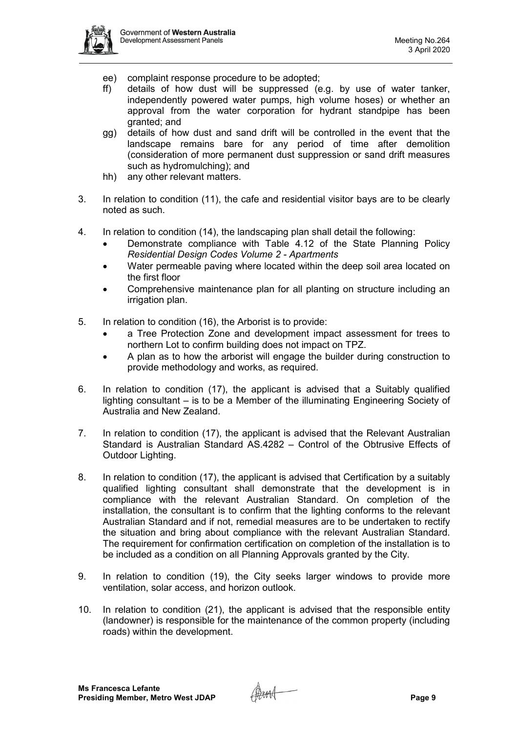ee) complaint response procedure to be adopted;

ff) details of how dust will be suppressed (e.g. by use of water tanker, independently powered water pumps, high volume hoses) or whether an approval from the water corporation for hydrant standpipe has been granted; and

gg) details of how dust and sand drift will be controlled in the event that the landscape remains bare for any period of time after demolition (consideration of more permanent dust suppression or sand drift measures such as hydromulching); and

hh) any other relevant matters.

3. In relation to condition (11), the cafe and residential visitor bays are to be clearly noted as such.

4. In relation to condition (14), the landscaping plan shall detail the following:
   - Demonstrate compliance with Table 4.12 of the State Planning Policy *Residential Design Codes Volume 2 - Apartments*
   - Water permeable paving where located within the deep soil area located on the first floor
   - Comprehensive maintenance plan for all planting on structure including an irrigation plan.

5. In relation to condition (16), the Arborist is to provide:
   - a Tree Protection Zone and development impact assessment for trees to northern Lot to confirm building does not impact on TPZ.
   - A plan as to how the arborist will engage the builder during construction to provide methodology and works, as required.

6. In relation to condition (17), the applicant is advised that a Suitably qualified lighting consultant – is to be a Member of the illuminating Engineering Society of Australia and New Zealand.

7. In relation to condition (17), the applicant is advised that the Relevant Australian Standard is Australian Standard AS.4282 – Control of the Obtrusive Effects of Outdoor Lighting.

8. In relation to condition (17), the applicant is advised that Certification by a suitably qualified lighting consultant shall demonstrate that the development is in compliance with the relevant Australian Standard. On completion of the installation, the consultant is to confirm that the lighting conforms to the relevant Australian Standard and if not, remedial measures are to be undertaken to rectify the situation and bring about compliance with the relevant Australian Standard. The requirement for confirmation certification on completion of the installation is to be included as a condition on all Planning Approvals granted by the City.

9. In relation to condition (19), the City seeks larger windows to provide more ventilation, solar access, and horizon outlook.

10. In relation to condition (21), the applicant is advised that the responsible entity (landowner) is responsible for the maintenance of the common property (including roads) within the development.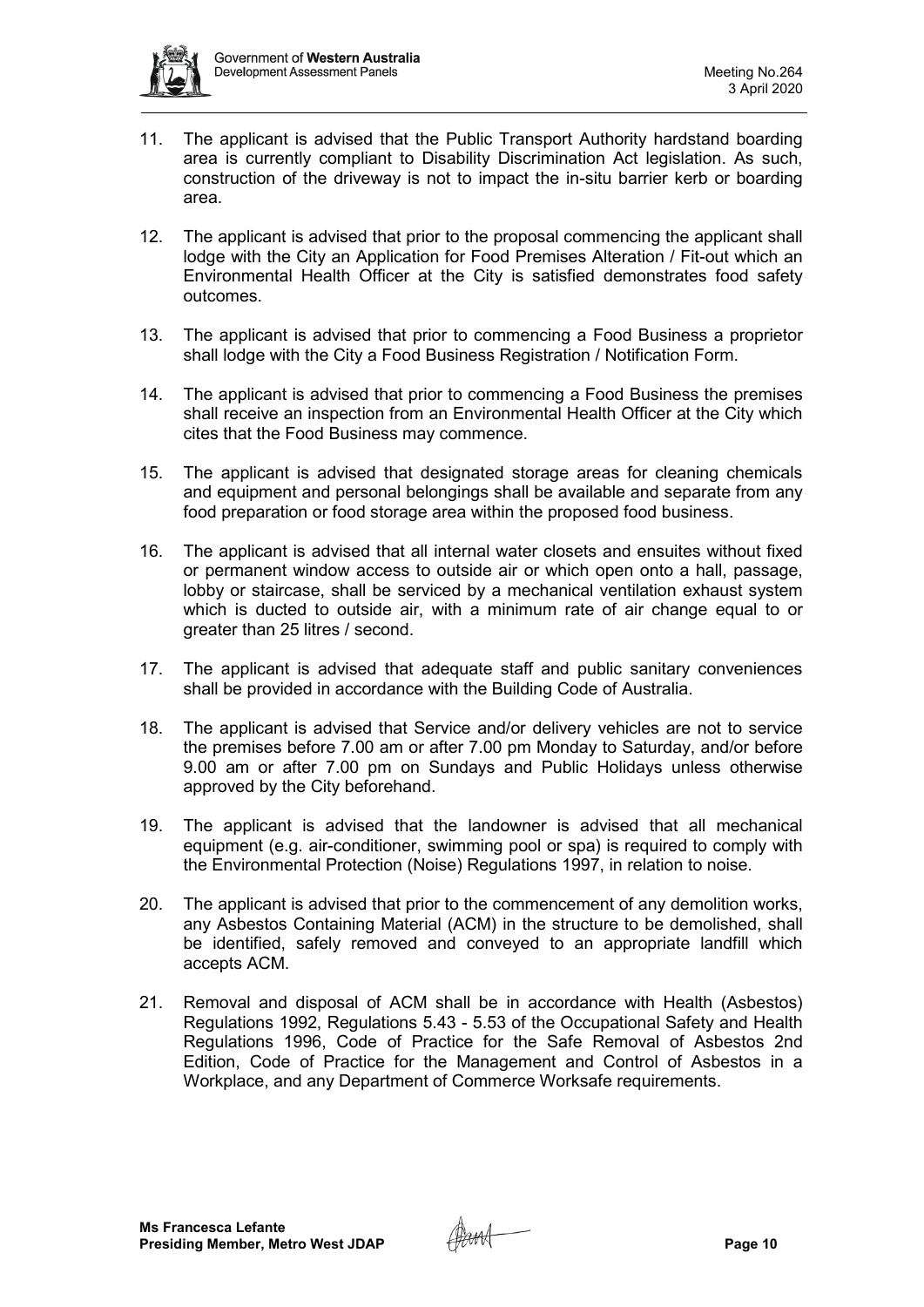11. The applicant is advised that the Public Transport Authority hardstand boarding area is currently compliant to Disability Discrimination Act legislation. As such, construction of the driveway is not to impact the in-situ barrier kerb or boarding area.

12. The applicant is advised that prior to the proposal commencing the applicant shall lodge with the City an Application for Food Premises Alteration / Fit-out which an Environmental Health Officer at the City is satisfied demonstrates food safety outcomes.

13. The applicant is advised that prior to commencing a Food Business a proprietor shall lodge with the City a Food Business Registration / Notification Form.

14. The applicant is advised that prior to commencing a Food Business the premises shall receive an inspection from an Environmental Health Officer at the City which cites that the Food Business may commence.

15. The applicant is advised that designated storage areas for cleaning chemicals and equipment and personal belongings shall be available and separate from any food preparation or food storage area within the proposed food business.

16. The applicant is advised that all internal water closets and ensuites without fixed or permanent window access to outside air or which open onto a hall, passage, lobby or staircase, shall be serviced by a mechanical ventilation exhaust system which is ducted to outside air, with a minimum rate of air change equal to or greater than 25 litres / second.

17. The applicant is advised that adequate staff and public sanitary conveniences shall be provided in accordance with the Building Code of Australia.

18. The applicant is advised that Service and/or delivery vehicles are not to service the premises before 7.00 am or after 7.00 pm Monday to Saturday, and/or before 9.00 am or after 7.00 pm on Sundays and Public Holidays unless otherwise approved by the City beforehand.

19. The applicant is advised that the landowner is advised that all mechanical equipment (e.g. air-conditioner, swimming pool or spa) is required to comply with the Environmental Protection (Noise) Regulations 1997, in relation to noise.

20. The applicant is advised that prior to the commencement of any demolition works, any Asbestos Containing Material (ACM) in the structure to be demolished, shall be identified, safely removed and conveyed to an appropriate landfill which accepts ACM.

21. Removal and disposal of ACM shall be in accordance with Health (Asbestos) Regulations 1992, Regulations 5.43 - 5.53 of the Occupational Safety and Health Regulations 1996, Code of Practice for the Safe Removal of Asbestos 2nd Edition, Code of Practice for the Management and Control of Asbestos in a Workplace, and any Department of Commerce Worksafe requirements.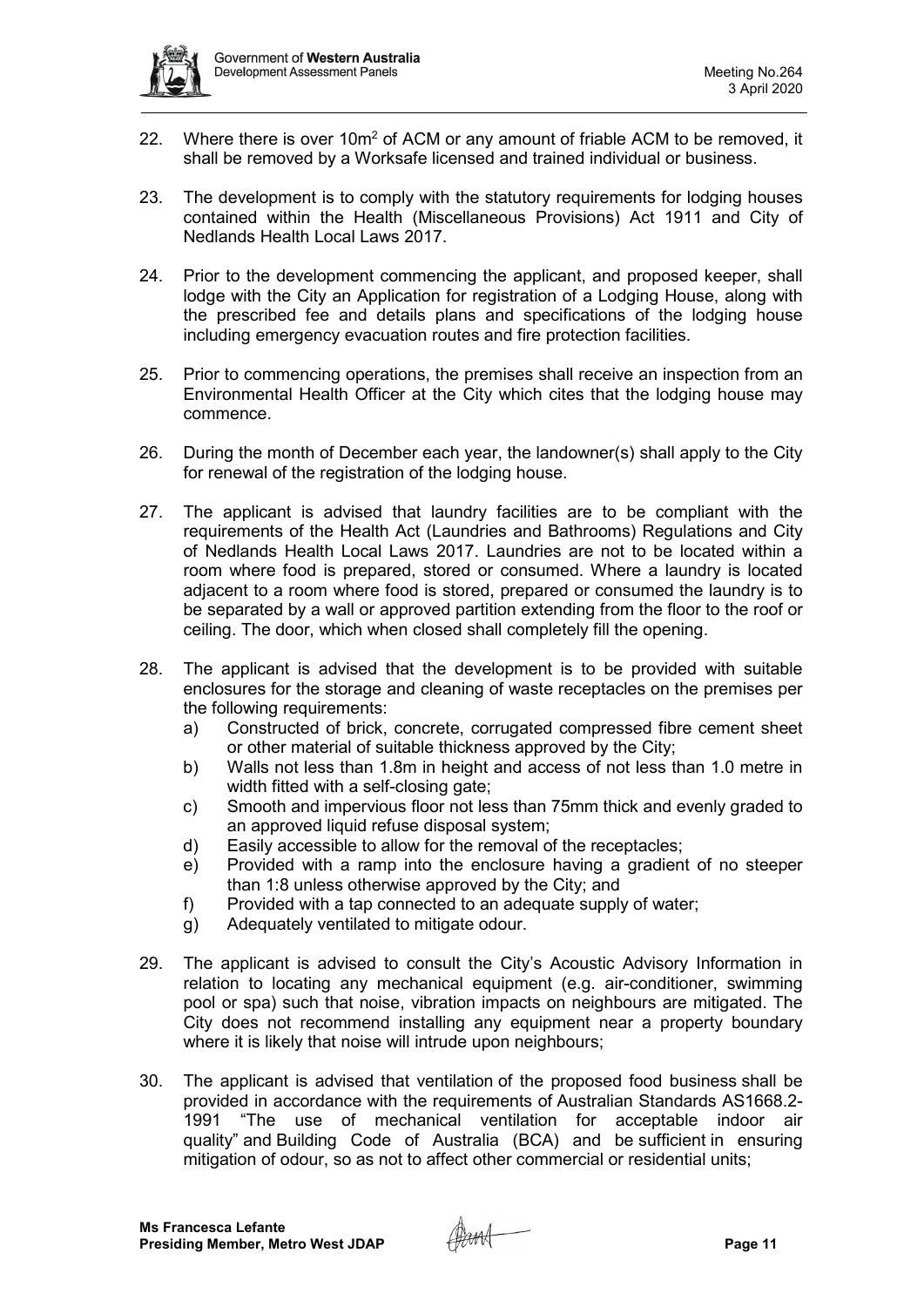22. Where there is over $10m^2$ of ACM or any amount of friable ACM to be removed, it shall be removed by a Worksafe licensed and trained individual or business.

23. The development is to comply with the statutory requirements for lodging houses contained within the Health (Miscellaneous Provisions) Act 1911 and City of Nedlands Health Local Laws 2017.

24. Prior to the development commencing the applicant, and proposed keeper, shall lodge with the City an Application for registration of a Lodging House, along with the prescribed fee and details plans and specifications of the lodging house including emergency evacuation routes and fire protection facilities.

25. Prior to commencing operations, the premises shall receive an inspection from an Environmental Health Officer at the City which cites that the lodging house may commence.

26. During the month of December each year, the landowner(s) shall apply to the City for renewal of the registration of the lodging house.

27. The applicant is advised that laundry facilities are to be compliant with the requirements of the Health Act (Laundries and Bathrooms) Regulations and City of Nedlands Health Local Laws 2017. Laundries are not to be located within a room where food is prepared, stored or consumed. Where a laundry is located adjacent to a room where food is stored, prepared or consumed the laundry is to be separated by a wall or approved partition extending from the floor to the roof or ceiling. The door, which when closed shall completely fill the opening.

28. The applicant is advised that the development is to be provided with suitable enclosures for the storage and cleaning of waste receptacles on the premises per the following requirements:
    a) Constructed of brick, concrete, corrugated compressed fibre cement sheet or other material of suitable thickness approved by the City;
    b) Walls not less than 1.8m in height and access of not less than 1.0 metre in width fitted with a self-closing gate;
    c) Smooth and impervious floor not less than 75mm thick and evenly graded to an approved liquid refuse disposal system;
    d) Easily accessible to allow for the removal of the receptacles;
    e) Provided with a ramp into the enclosure having a gradient of no steeper than 1:8 unless otherwise approved by the City; and
    f) Provided with a tap connected to an adequate supply of water;
    g) Adequately ventilated to mitigate odour.

29. The applicant is advised to consult the City's Acoustic Advisory Information in relation to locating any mechanical equipment (e.g. air-conditioner, swimming pool or spa) such that noise, vibration impacts on neighbours are mitigated. The City does not recommend installing any equipment near a property boundary where it is likely that noise will intrude upon neighbours;

30. The applicant is advised that ventilation of the proposed food business shall be provided in accordance with the requirements of Australian Standards AS1668.2-1991 "The use of mechanical ventilation for acceptable indoor air quality" and Building Code of Australia (BCA) and be sufficient in ensuring mitigation of odour, so as not to affect other commercial or residential units;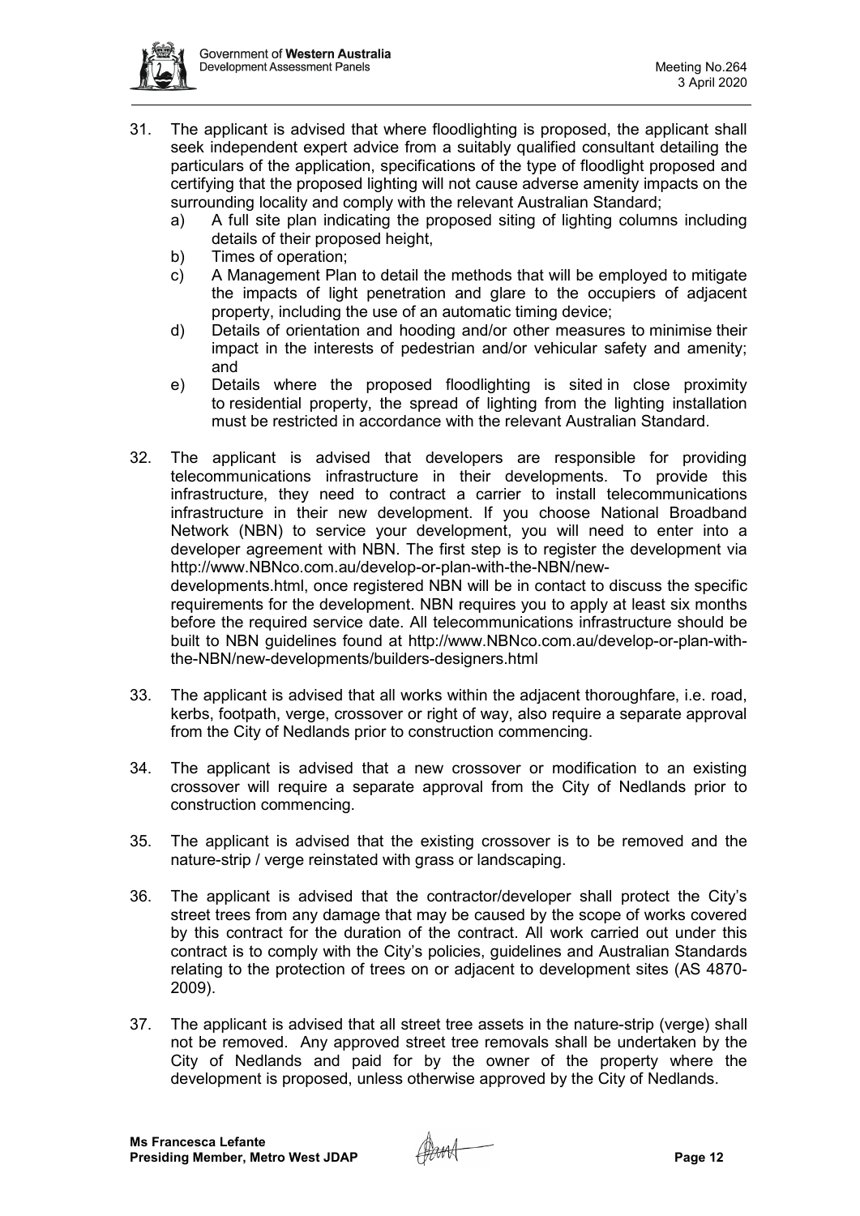31. The applicant is advised that where floodlighting is proposed, the applicant shall seek independent expert advice from a suitably qualified consultant detailing the particulars of the application, specifications of the type of floodlight proposed and certifying that the proposed lighting will not cause adverse amenity impacts on the surrounding locality and comply with the relevant Australian Standard;
    a) A full site plan indicating the proposed siting of lighting columns including details of their proposed height,
    b) Times of operation;
    c) A Management Plan to detail the methods that will be employed to mitigate the impacts of light penetration and glare to the occupiers of adjacent property, including the use of an automatic timing device;
    d) Details of orientation and hooding and/or other measures to minimise their impact in the interests of pedestrian and/or vehicular safety and amenity; and
    e) Details where the proposed floodlighting is sited in close proximity to residential property, the spread of lighting from the lighting installation must be restricted in accordance with the relevant Australian Standard.

32. The applicant is advised that developers are responsible for providing telecommunications infrastructure in their developments. To provide this infrastructure, they need to contract a carrier to install telecommunications infrastructure in their new development. If you choose National Broadband Network (NBN) to service your development, you will need to enter into a developer agreement with NBN. The first step is to register the development via http://www.NBNco.com.au/develop-or-plan-with-the-NBN/new-developments.html, once registered NBN will be in contact to discuss the specific requirements for the development. NBN requires you to apply at least six months before the required service date. All telecommunications infrastructure should be built to NBN guidelines found at http://www.NBNco.com.au/develop-or-plan-with-the-NBN/new-developments/builders-designers.html

33. The applicant is advised that all works within the adjacent thoroughfare, i.e. road, kerbs, footpath, verge, crossover or right of way, also require a separate approval from the City of Nedlands prior to construction commencing.

34. The applicant is advised that a new crossover or modification to an existing crossover will require a separate approval from the City of Nedlands prior to construction commencing.

35. The applicant is advised that the existing crossover is to be removed and the nature-strip / verge reinstated with grass or landscaping.

36. The applicant is advised that the contractor/developer shall protect the City's street trees from any damage that may be caused by the scope of works covered by this contract for the duration of the contract. All work carried out under this contract is to comply with the City's policies, guidelines and Australian Standards relating to the protection of trees on or adjacent to development sites (AS 4870-2009).

37. The applicant is advised that all street tree assets in the nature-strip (verge) shall not be removed. Any approved street tree removals shall be undertaken by the City of Nedlands and paid for by the owner of the property where the development is proposed, unless otherwise approved by the City of Nedlands.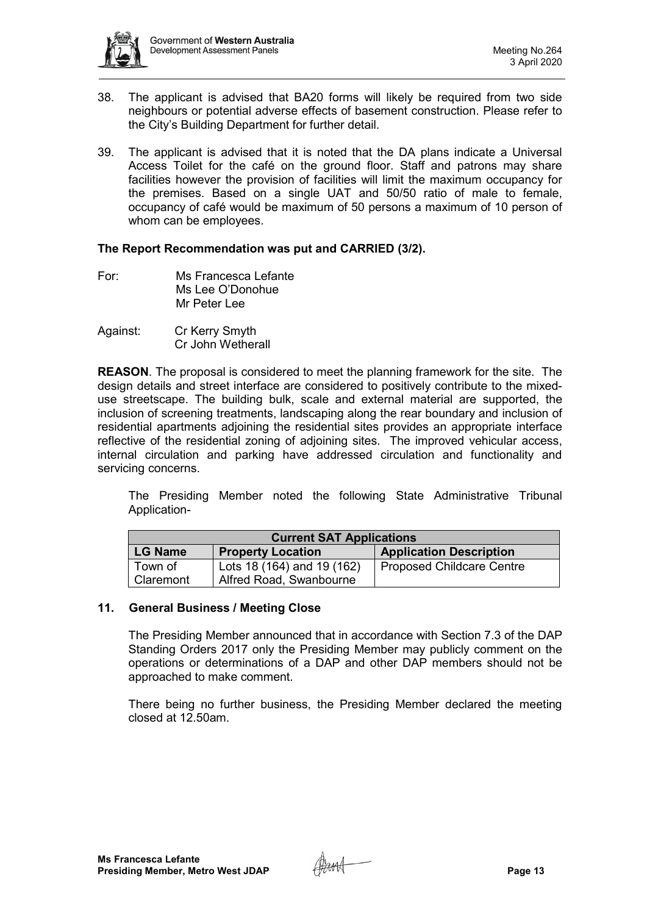38. The applicant is advised that BA20 forms will likely be required from two side neighbours or potential adverse effects of basement construction. Please refer to the City's Building Department for further detail.

39. The applicant is advised that it is noted that the DA plans indicate a Universal Access Toilet for the café on the ground floor. Staff and patrons may share facilities however the provision of facilities will limit the maximum occupancy for the premises. Based on a single UAT and 50/50 ratio of male to female, occupancy of café would be maximum of 50 persons a maximum of 10 person of whom can be employees.

**The Report Recommendation was put and CARRIED (3/2).**

For: Ms Francesca Lefante
Ms Lee O'Donohue
Mr Peter Lee

Against: Cr Kerry Smyth
Cr John Wetherall

**REASON**. The proposal is considered to meet the planning framework for the site. The design details and street interface are considered to positively contribute to the mixed-use streetscape. The building bulk, scale and external material are supported, the inclusion of screening treatments, landscaping along the rear boundary and inclusion of residential apartments adjoining the residential sites provides an appropriate interface reflective of the residential zoning of adjoining sites. The improved vehicular access, internal circulation and parking have addressed circulation and functionality and servicing concerns.

The Presiding Member noted the following State Administrative Tribunal Application-

| **Current SAT Applications** | | |
|---|---|---|
| **LG Name** | **Property Location** | **Application Description** |
| Town of Claremont | Lots 18 (164) and 19 (162) Alfred Road, Swanbourne | Proposed Childcare Centre |

## 11. General Business / Meeting Close

The Presiding Member announced that in accordance with Section 7.3 of the DAP Standing Orders 2017 only the Presiding Member may publicly comment on the operations or determinations of a DAP and other DAP members should not be approached to make comment.

There being no further business, the Presiding Member declared the meeting closed at 12.50am.